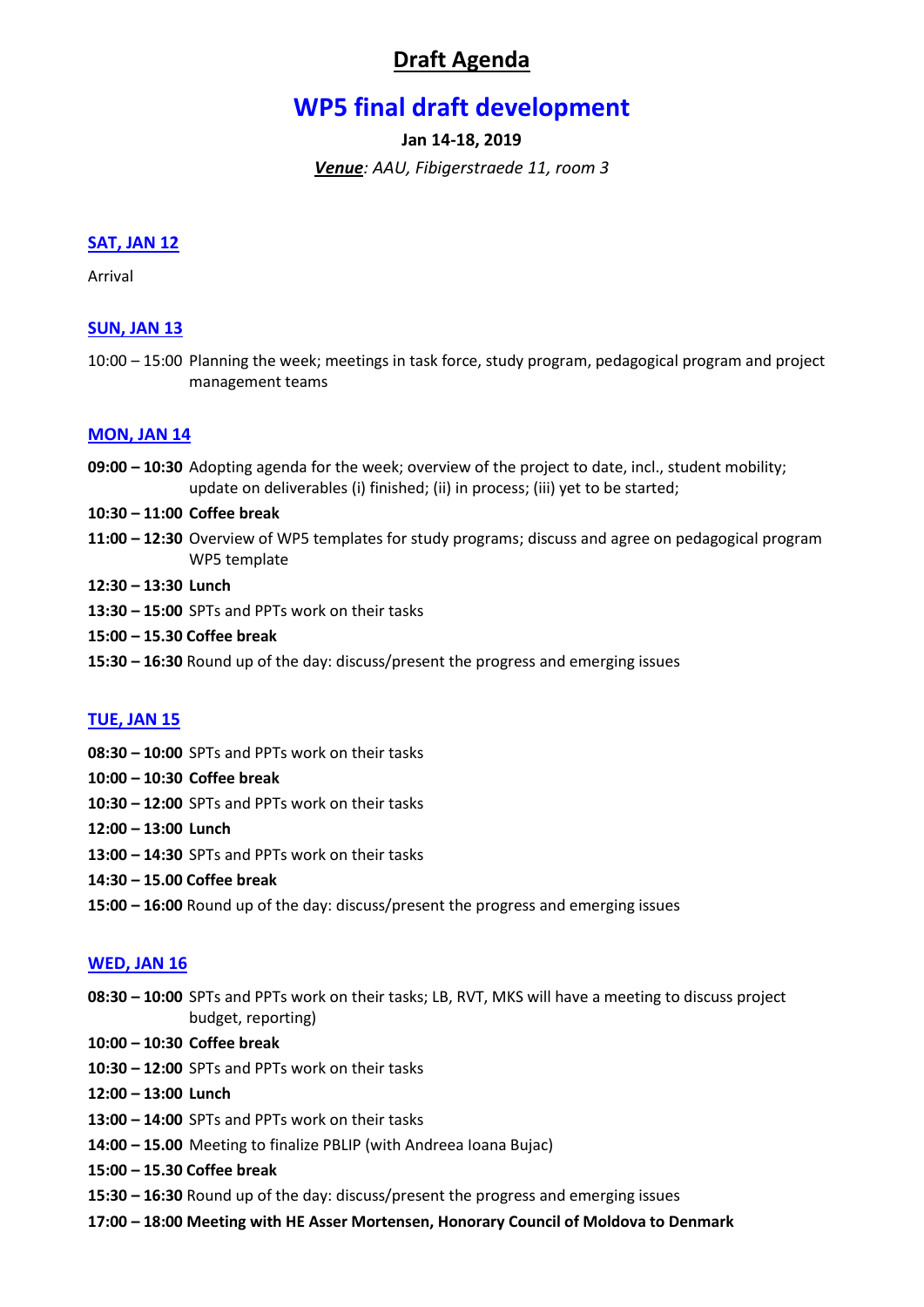# Draft Agenda

## WP5 final draft development

**Jan 14-18, 2019**

***Venue**: AAU, Fibigerstraede 11, room 3*

### SAT, JAN 12

Arrival

### SUN, JAN 13

10:00 – 15:00 Planning the week; meetings in task force, study program, pedagogical program and project management teams

### MON, JAN 14

**09:00 – 10:30** Adopting agenda for the week; overview of the project to date, incl., student mobility; update on deliverables (i) finished; (ii) in process; (iii) yet to be started;

**10:30 – 11:00 Coffee break**

**11:00 – 12:30** Overview of WP5 templates for study programs; discuss and agree on pedagogical program WP5 template

**12:30 – 13:30 Lunch**

**13:30 – 15:00** SPTs and PPTs work on their tasks

**15:00 – 15.30 Coffee break**

**15:30 – 16:30** Round up of the day: discuss/present the progress and emerging issues

### TUE, JAN 15

**08:30 – 10:00** SPTs and PPTs work on their tasks

**10:00 – 10:30 Coffee break**

**10:30 – 12:00** SPTs and PPTs work on their tasks

**12:00 – 13:00 Lunch**

**13:00 – 14:30** SPTs and PPTs work on their tasks

**14:30 – 15.00 Coffee break**

**15:00 – 16:00** Round up of the day: discuss/present the progress and emerging issues

### WED, JAN 16

**08:30 – 10:00** SPTs and PPTs work on their tasks; LB, RVT, MKS will have a meeting to discuss project budget, reporting)

**10:00 – 10:30 Coffee break**

**10:30 – 12:00** SPTs and PPTs work on their tasks

**12:00 – 13:00 Lunch**

**13:00 – 14:00** SPTs and PPTs work on their tasks

**14:00 – 15.00** Meeting to finalize PBLIP (with Andreea Ioana Bujac)

**15:00 – 15.30 Coffee break**

**15:30 – 16:30** Round up of the day: discuss/present the progress and emerging issues

**17:00 – 18:00 Meeting with HE Asser Mortensen, Honorary Council of Moldova to Denmark**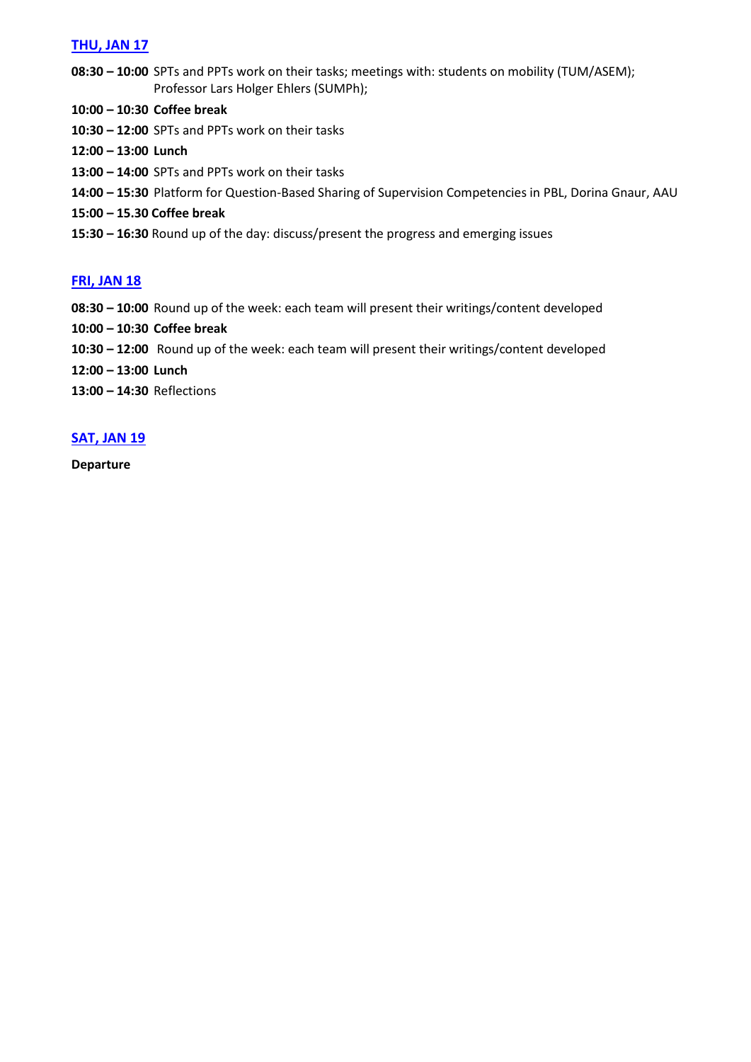## THU, JAN 17

**08:30 – 10:00** SPTs and PPTs work on their tasks; meetings with: students on mobility (TUM/ASEM); Professor Lars Holger Ehlers (SUMPh);

**10:00 – 10:30 Coffee break**

**10:30 – 12:00** SPTs and PPTs work on their tasks

**12:00 – 13:00 Lunch**

**13:00 – 14:00** SPTs and PPTs work on their tasks

**14:00 – 15:30** Platform for Question-Based Sharing of Supervision Competencies in PBL, Dorina Gnaur, AAU

**15:00 – 15.30 Coffee break**

**15:30 – 16:30** Round up of the day: discuss/present the progress and emerging issues

## FRI, JAN 18

**08:30 – 10:00** Round up of the week: each team will present their writings/content developed

**10:00 – 10:30 Coffee break**

**10:30 – 12:00** Round up of the week: each team will present their writings/content developed

**12:00 – 13:00 Lunch**

**13:00 – 14:30** Reflections

## SAT, JAN 19

**Departure**